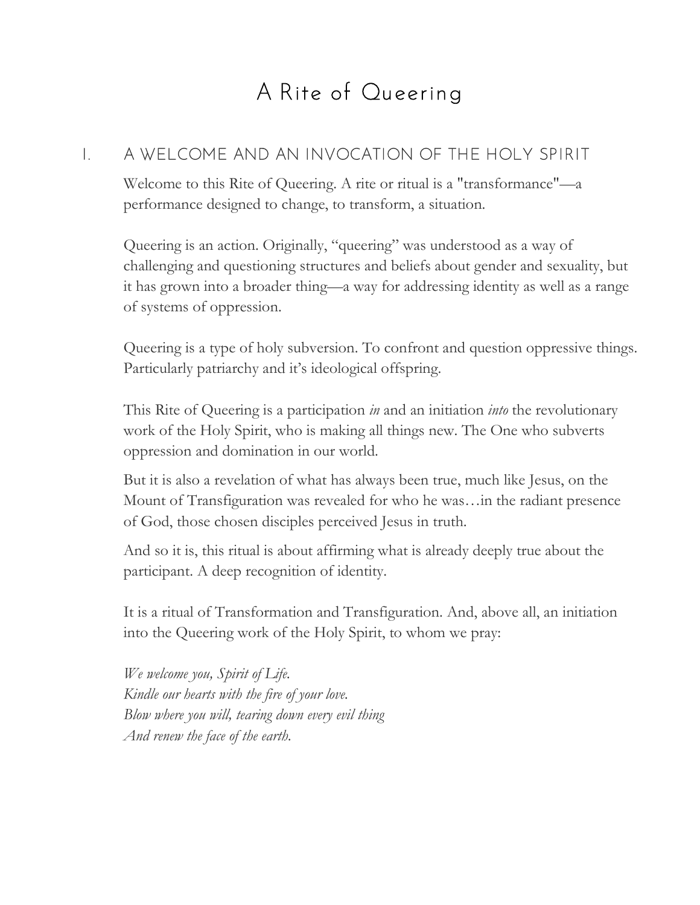# A Rite of Queering

## I. A WELCOME AND AN INVOCATION OF THE HOLY SPIRIT

Welcome to this Rite of Queering. A rite or ritual is a "transformance"—a performance designed to change, to transform, a situation.

Queering is an action. Originally, "queering" was understood as a way of challenging and questioning structures and beliefs about gender and sexuality, but it has grown into a broader thing—a way for addressing identity as well as a range of systems of oppression.

Queering is a type of holy subversion. To confront and question oppressive things. Particularly patriarchy and it's ideological offspring.

This Rite of Queering is a participation *in* and an initiation *into* the revolutionary work of the Holy Spirit, who is making all things new. The One who subverts oppression and domination in our world.

But it is also a revelation of what has always been true, much like Jesus, on the Mount of Transfiguration was revealed for who he was…in the radiant presence of God, those chosen disciples perceived Jesus in truth.

And so it is, this ritual is about affirming what is already deeply true about the participant. A deep recognition of identity.

It is a ritual of Transformation and Transfiguration. And, above all, an initiation into the Queering work of the Holy Spirit, to whom we pray:

*We welcome you, Spirit of Life.*
*Kindle our hearts with the fire of your love.*
*Blow where you will, tearing down every evil thing*
*And renew the face of the earth.*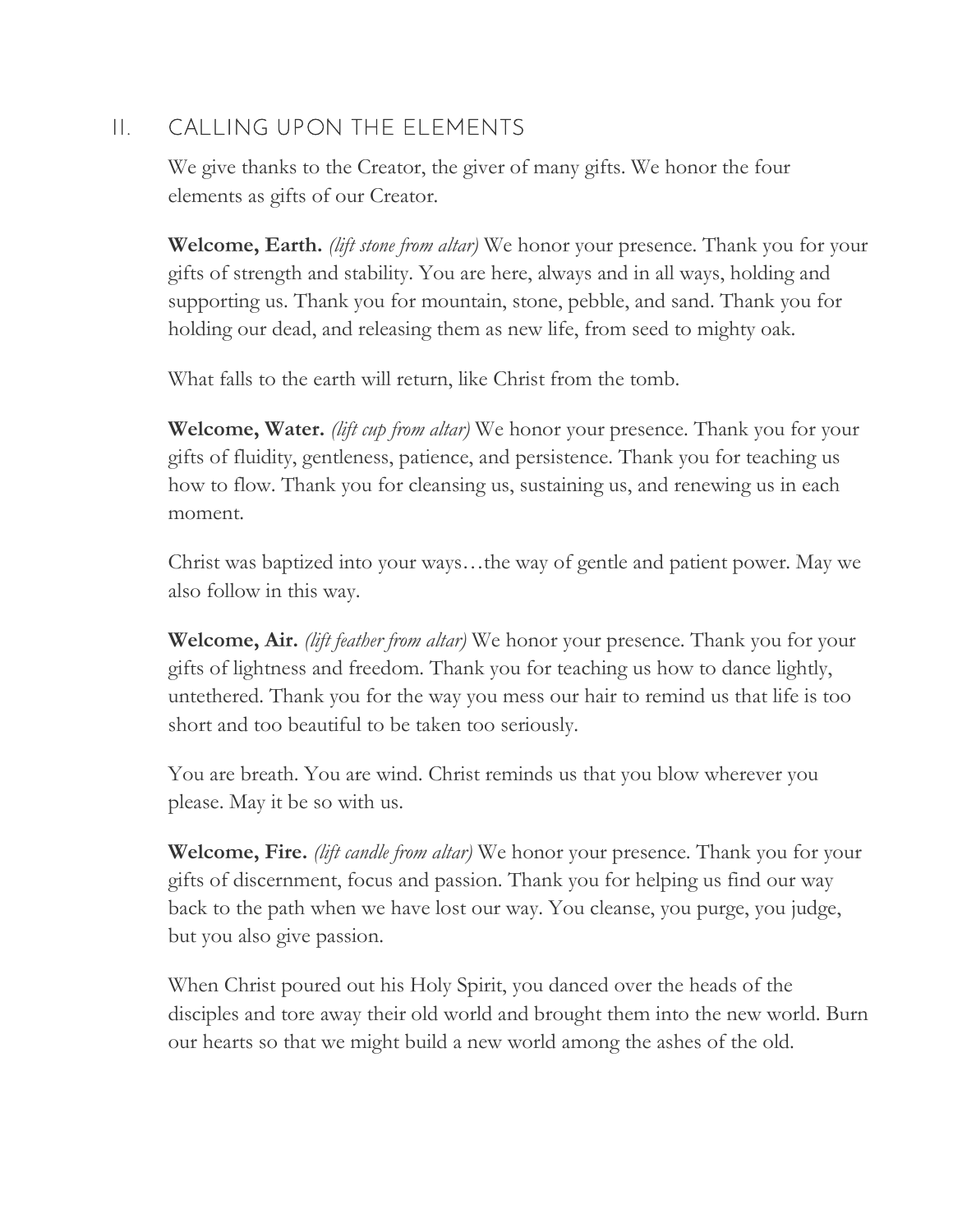## II. CALLING UPON THE ELEMENTS

We give thanks to the Creator, the giver of many gifts. We honor the four elements as gifts of our Creator.

**Welcome, Earth.** *(lift stone from altar)* We honor your presence. Thank you for your gifts of strength and stability. You are here, always and in all ways, holding and supporting us. Thank you for mountain, stone, pebble, and sand. Thank you for holding our dead, and releasing them as new life, from seed to mighty oak.

What falls to the earth will return, like Christ from the tomb.

**Welcome, Water.** *(lift cup from altar)* We honor your presence. Thank you for your gifts of fluidity, gentleness, patience, and persistence. Thank you for teaching us how to flow. Thank you for cleansing us, sustaining us, and renewing us in each moment.

Christ was baptized into your ways…the way of gentle and patient power. May we also follow in this way.

**Welcome, Air.** *(lift feather from altar)* We honor your presence. Thank you for your gifts of lightness and freedom. Thank you for teaching us how to dance lightly, untethered. Thank you for the way you mess our hair to remind us that life is too short and too beautiful to be taken too seriously.

You are breath. You are wind. Christ reminds us that you blow wherever you please. May it be so with us.

**Welcome, Fire.** *(lift candle from altar)* We honor your presence. Thank you for your gifts of discernment, focus and passion. Thank you for helping us find our way back to the path when we have lost our way. You cleanse, you purge, you judge, but you also give passion.

When Christ poured out his Holy Spirit, you danced over the heads of the disciples and tore away their old world and brought them into the new world. Burn our hearts so that we might build a new world among the ashes of the old.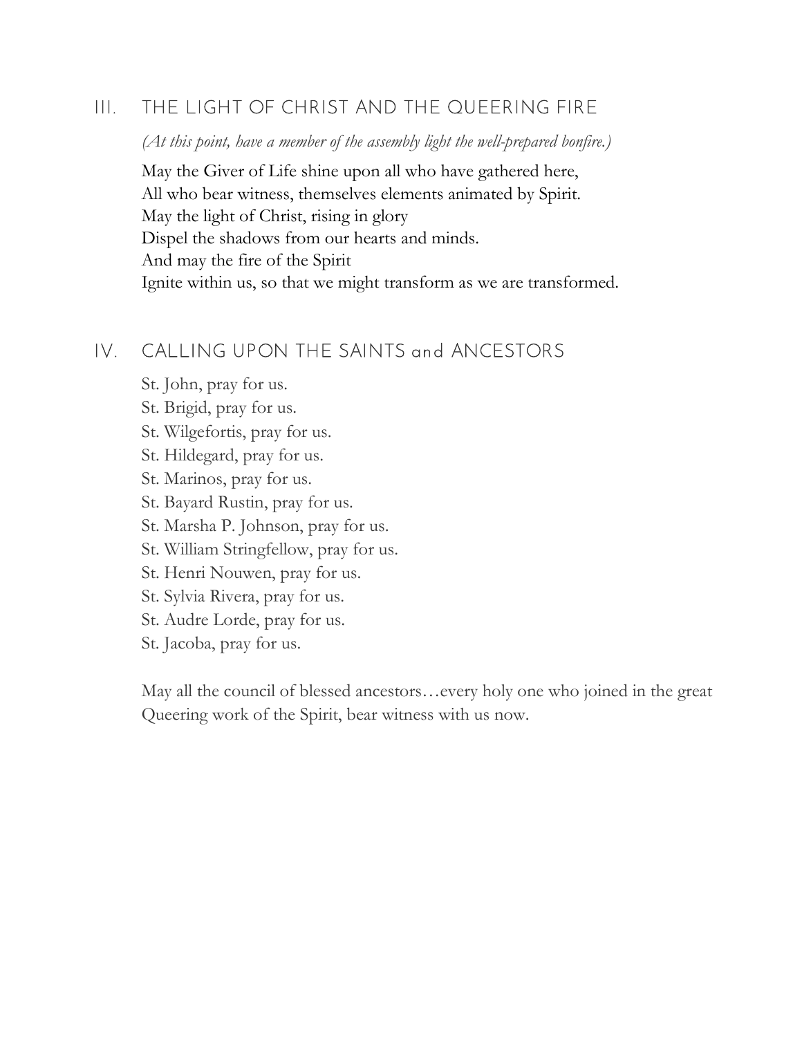## III. THE LIGHT OF CHRIST AND THE QUEERING FIRE

*(At this point, have a member of the assembly light the well-prepared bonfire.)*

May the Giver of Life shine upon all who have gathered here,  
All who bear witness, themselves elements animated by Spirit.  
May the light of Christ, rising in glory  
Dispel the shadows from our hearts and minds.  
And may the fire of the Spirit  
Ignite within us, so that we might transform as we are transformed.

## IV. CALLING UPON THE SAINTS and ANCESTORS

St. John, pray for us.  
St. Brigid, pray for us.  
St. Wilgefortis, pray for us.  
St. Hildegard, pray for us.  
St. Marinos, pray for us.  
St. Bayard Rustin, pray for us.  
St. Marsha P. Johnson, pray for us.  
St. William Stringfellow, pray for us.  
St. Henri Nouwen, pray for us.  
St. Sylvia Rivera, pray for us.  
St. Audre Lorde, pray for us.  
St. Jacoba, pray for us.

May all the council of blessed ancestors…every holy one who joined in the great Queering work of the Spirit, bear witness with us now.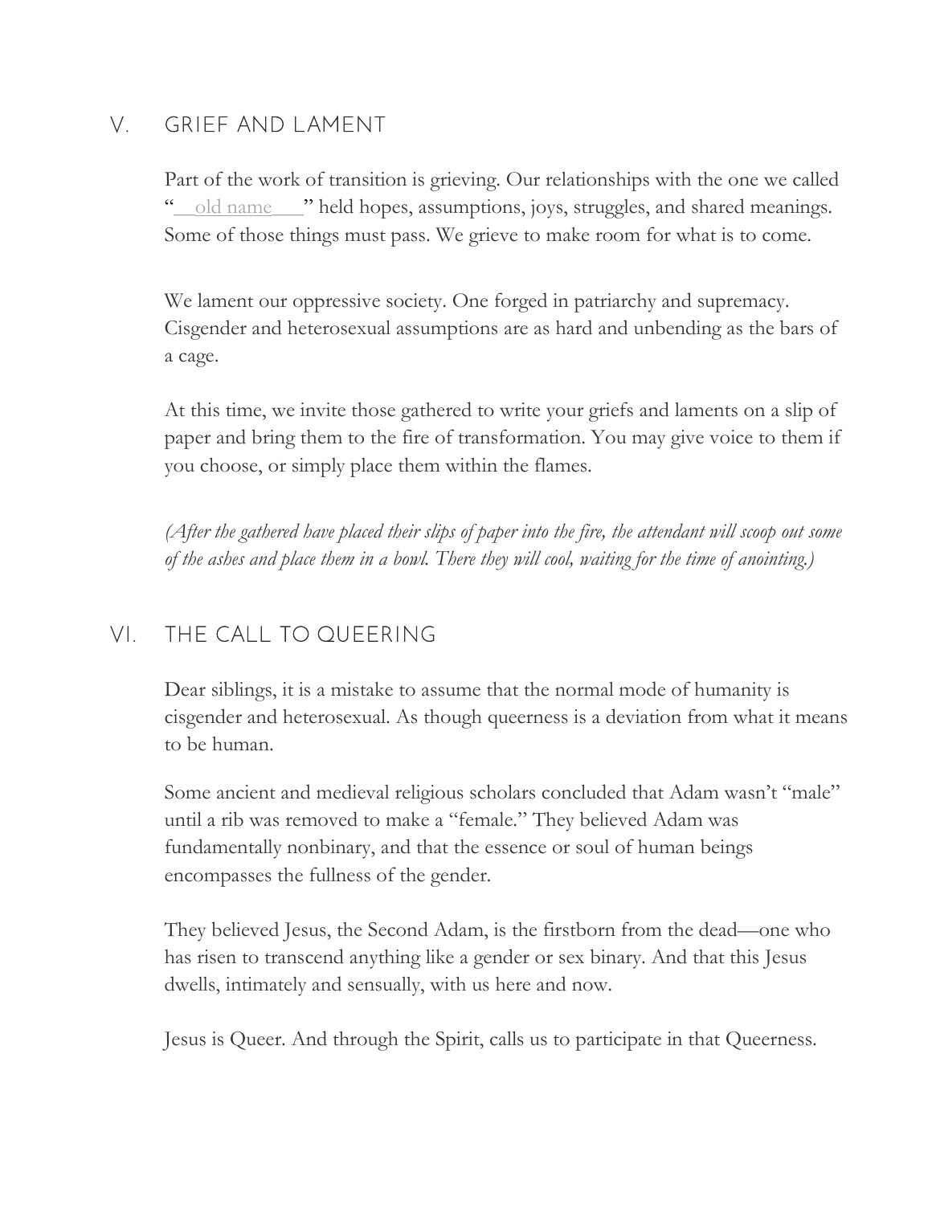## V. GRIEF AND LAMENT

Part of the work of transition is grieving. Our relationships with the one we called "__old name___" held hopes, assumptions, joys, struggles, and shared meanings. Some of those things must pass. We grieve to make room for what is to come.

We lament our oppressive society. One forged in patriarchy and supremacy. Cisgender and heterosexual assumptions are as hard and unbending as the bars of a cage.

At this time, we invite those gathered to write your griefs and laments on a slip of paper and bring them to the fire of transformation. You may give voice to them if you choose, or simply place them within the flames.

*(After the gathered have placed their slips of paper into the fire, the attendant will scoop out some of the ashes and place them in a bowl. There they will cool, waiting for the time of anointing.)*

## VI. THE CALL TO QUEERING

Dear siblings, it is a mistake to assume that the normal mode of humanity is cisgender and heterosexual. As though queerness is a deviation from what it means to be human.

Some ancient and medieval religious scholars concluded that Adam wasn't "male" until a rib was removed to make a "female." They believed Adam was fundamentally nonbinary, and that the essence or soul of human beings encompasses the fullness of the gender.

They believed Jesus, the Second Adam, is the firstborn from the dead—one who has risen to transcend anything like a gender or sex binary. And that this Jesus dwells, intimately and sensually, with us here and now.

Jesus is Queer. And through the Spirit, calls us to participate in that Queerness.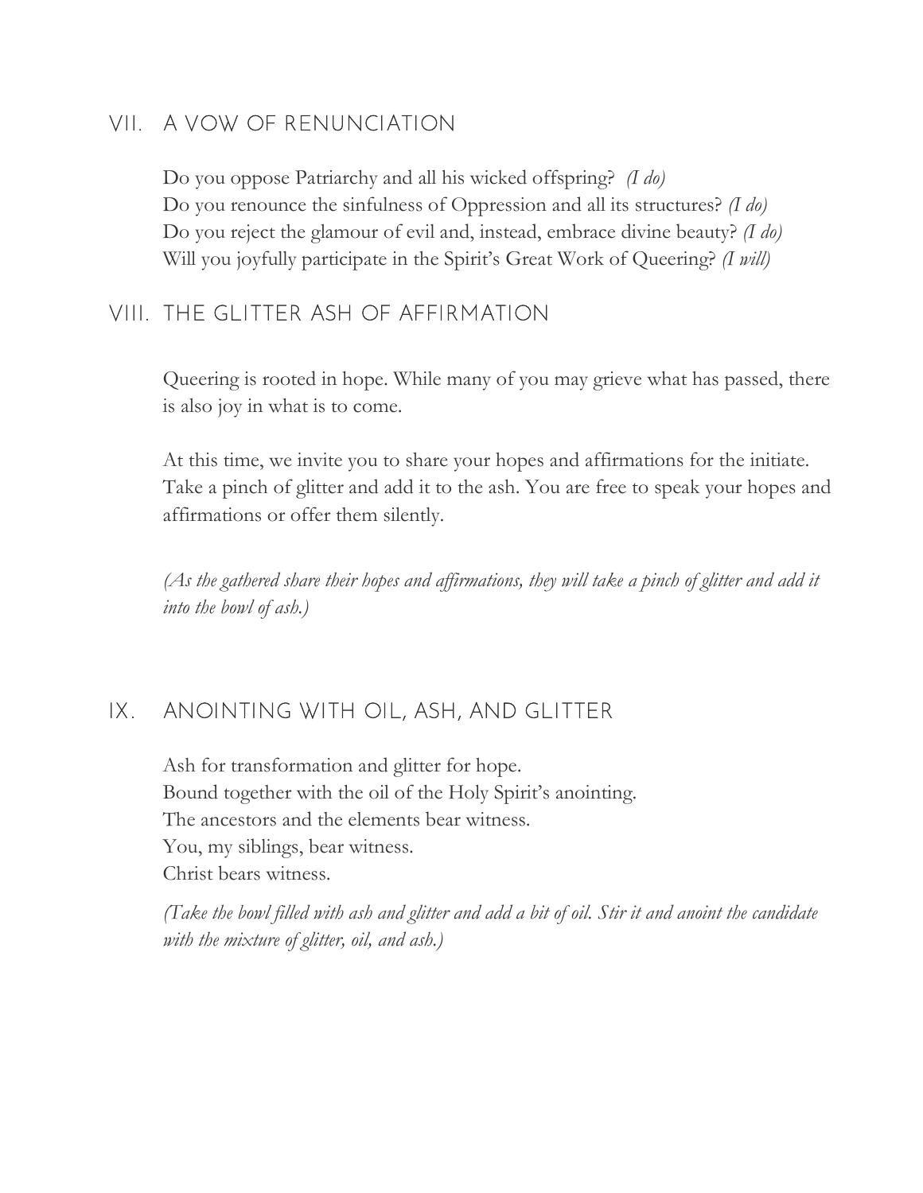## VII. A VOW OF RENUNCIATION

Do you oppose Patriarchy and all his wicked offspring? *(I do)*
Do you renounce the sinfulness of Oppression and all its structures? *(I do)*
Do you reject the glamour of evil and, instead, embrace divine beauty? *(I do)*
Will you joyfully participate in the Spirit's Great Work of Queering? *(I will)*

## VIII. THE GLITTER ASH OF AFFIRMATION

Queering is rooted in hope. While many of you may grieve what has passed, there is also joy in what is to come.

At this time, we invite you to share your hopes and affirmations for the initiate. Take a pinch of glitter and add it to the ash. You are free to speak your hopes and affirmations or offer them silently.

*(As the gathered share their hopes and affirmations, they will take a pinch of glitter and add it into the bowl of ash.)*

## IX. ANOINTING WITH OIL, ASH, AND GLITTER

Ash for transformation and glitter for hope.
Bound together with the oil of the Holy Spirit's anointing.
The ancestors and the elements bear witness.
You, my siblings, bear witness.
Christ bears witness.

*(Take the bowl filled with ash and glitter and add a bit of oil. Stir it and anoint the candidate with the mixture of glitter, oil, and ash.)*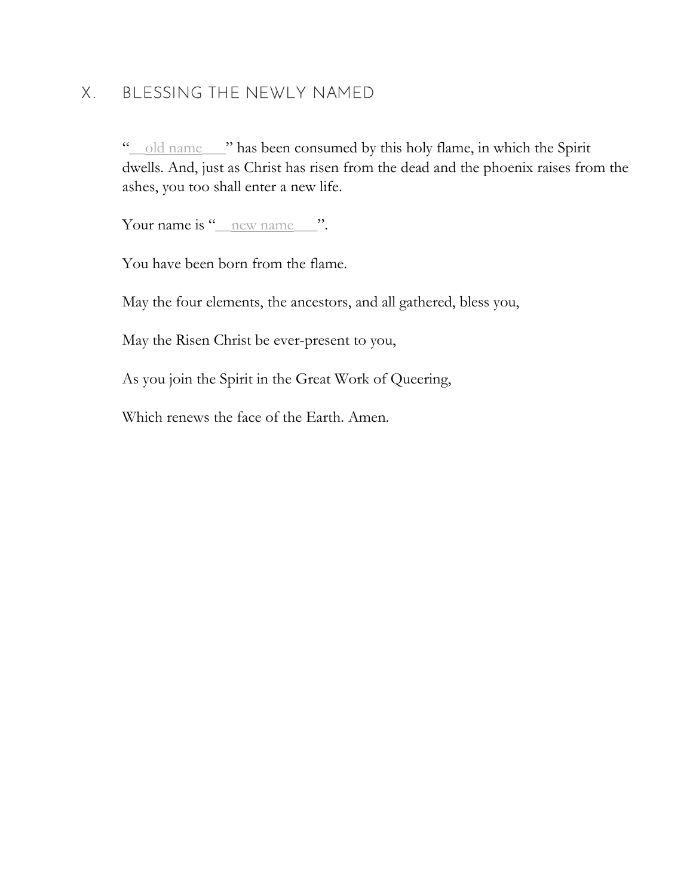## X. BLESSING THE NEWLY NAMED

"__old name___" has been consumed by this holy flame, in which the Spirit dwells. And, just as Christ has risen from the dead and the phoenix raises from the ashes, you too shall enter a new life.

Your name is "__new name___".

You have been born from the flame.

May the four elements, the ancestors, and all gathered, bless you,

May the Risen Christ be ever-present to you,

As you join the Spirit in the Great Work of Queering,

Which renews the face of the Earth. Amen.